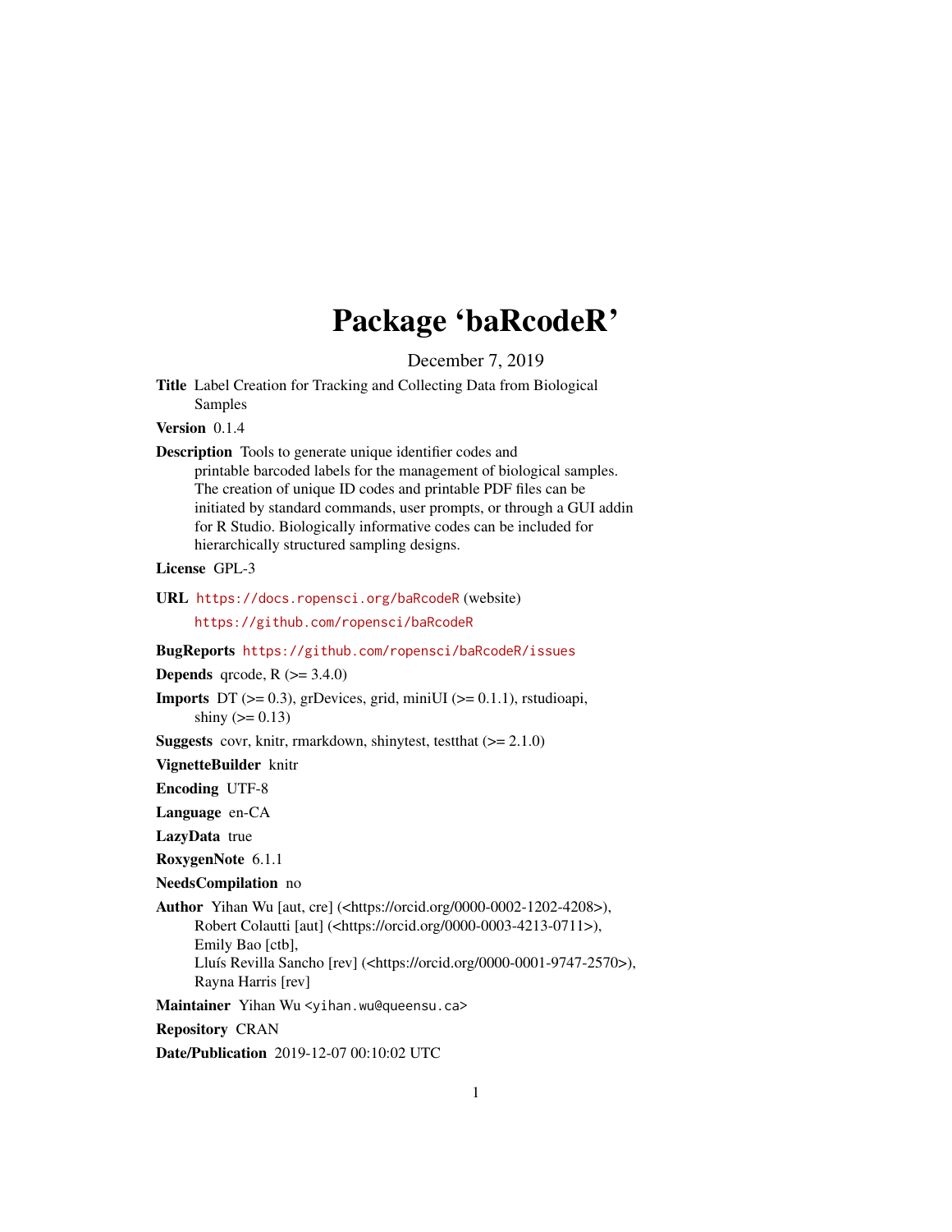# Package 'baRcodeR'

December 7, 2019

**Title** Label Creation for Tracking and Collecting Data from Biological Samples

**Version** 0.1.4

**Description** Tools to generate unique identifier codes and printable barcoded labels for the management of biological samples. The creation of unique ID codes and printable PDF files can be initiated by standard commands, user prompts, or through a GUI addin for R Studio. Biologically informative codes can be included for hierarchically structured sampling designs.

**License** GPL-3

**URL** https://docs.ropensci.org/baRcodeR (website)
https://github.com/ropensci/baRcodeR

**BugReports** https://github.com/ropensci/baRcodeR/issues

**Depends** qrcode, R (>= 3.4.0)

**Imports** DT (>= 0.3), grDevices, grid, miniUI (>= 0.1.1), rstudioapi, shiny (>= 0.13)

**Suggests** covr, knitr, rmarkdown, shinytest, testthat (>= 2.1.0)

**VignetteBuilder** knitr

**Encoding** UTF-8

**Language** en-CA

**LazyData** true

**RoxygenNote** 6.1.1

**NeedsCompilation** no

**Author** Yihan Wu [aut, cre] (<https://orcid.org/0000-0002-1202-4208>),
Robert Colautti [aut] (<https://orcid.org/0000-0003-4213-0711>),
Emily Bao [ctb],
Lluís Revilla Sancho [rev] (<https://orcid.org/0000-0001-9747-2570>),
Rayna Harris [rev]

**Maintainer** Yihan Wu <yihan.wu@queensu.ca>

**Repository** CRAN

**Date/Publication** 2019-12-07 00:10:02 UTC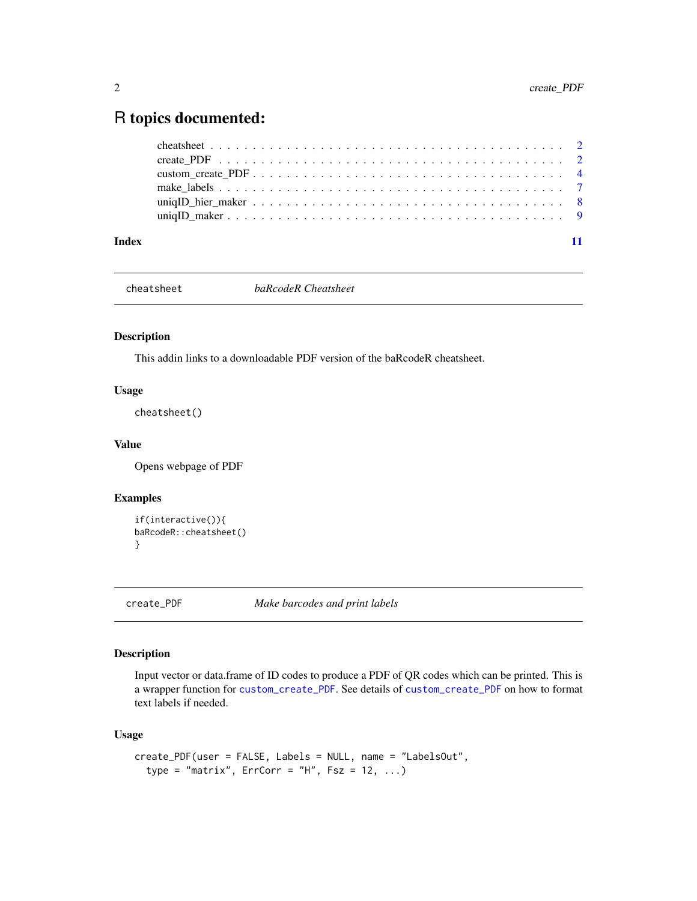# R topics documented:

cheatsheet . . . . . . . . . . . . . . . . . . . . . . . . . . . . . . . . . . . . . . . . . 2
create_PDF . . . . . . . . . . . . . . . . . . . . . . . . . . . . . . . . . . . . . . . . . 2
custom_create_PDF . . . . . . . . . . . . . . . . . . . . . . . . . . . . . . . . . . . . . 4
make_labels . . . . . . . . . . . . . . . . . . . . . . . . . . . . . . . . . . . . . . . . . 7
uniqID_hier_maker . . . . . . . . . . . . . . . . . . . . . . . . . . . . . . . . . . . . . 8
uniqID_maker . . . . . . . . . . . . . . . . . . . . . . . . . . . . . . . . . . . . . . . . 9

**Index** 11

---

## cheatsheet — *baRcodeR Cheatsheet*

### Description

This addin links to a downloadable PDF version of the baRcodeR cheatsheet.

### Usage

```
cheatsheet()
```

### Value

Opens webpage of PDF

### Examples

```
if(interactive()){
baRcodeR::cheatsheet()
}
```

---

## create_PDF — *Make barcodes and print labels*

### Description

Input vector or data.frame of ID codes to produce a PDF of QR codes which can be printed. This is a wrapper function for `custom_create_PDF`. See details of `custom_create_PDF` on how to format text labels if needed.

### Usage

```
create_PDF(user = FALSE, Labels = NULL, name = "LabelsOut",
  type = "matrix", ErrCorr = "H", Fsz = 12, ...)
```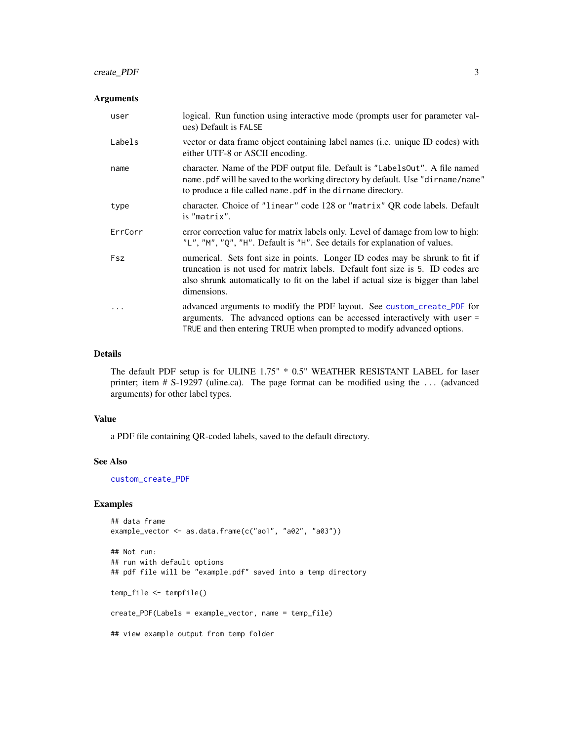### Arguments

| | |
|---|---|
| `user` | logical. Run function using interactive mode (prompts user for parameter values) Default is `FALSE` |
| `Labels` | vector or data frame object containing label names (i.e. unique ID codes) with either UTF-8 or ASCII encoding. |
| `name` | character. Name of the PDF output file. Default is `"LabelsOut"`. A file named `name.pdf` will be saved to the working directory by default. Use `"dirname/name"` to produce a file called `name.pdf` in the `dirname` directory. |
| `type` | character. Choice of `"linear"` code 128 or `"matrix"` QR code labels. Default is `"matrix"`. |
| `ErrCorr` | error correction value for matrix labels only. Level of damage from low to high: `"L"`, `"M"`, `"Q"`, `"H"`. Default is `"H"`. See details for explanation of values. |
| `Fsz` | numerical. Sets font size in points. Longer ID codes may be shrunk to fit if truncation is not used for matrix labels. Default font size is `5`. ID codes are also shrunk automatically to fit on the label if actual size is bigger than label dimensions. |
| `...` | advanced arguments to modify the PDF layout. See `custom_create_PDF` for arguments. The advanced options can be accessed interactively with `user = TRUE` and then entering TRUE when prompted to modify advanced options. |

### Details

The default PDF setup is for ULINE 1.75" * 0.5" WEATHER RESISTANT LABEL for laser printer; item # S-19297 (uline.ca). The page format can be modified using the `...` (advanced arguments) for other label types.

### Value

a PDF file containing QR-coded labels, saved to the default directory.

### See Also

`custom_create_PDF`

### Examples

```
## data frame
example_vector <- as.data.frame(c("ao1", "a02", "a03"))

## Not run:
## run with default options
## pdf file will be "example.pdf" saved into a temp directory

temp_file <- tempfile()

create_PDF(Labels = example_vector, name = temp_file)

## view example output from temp folder
```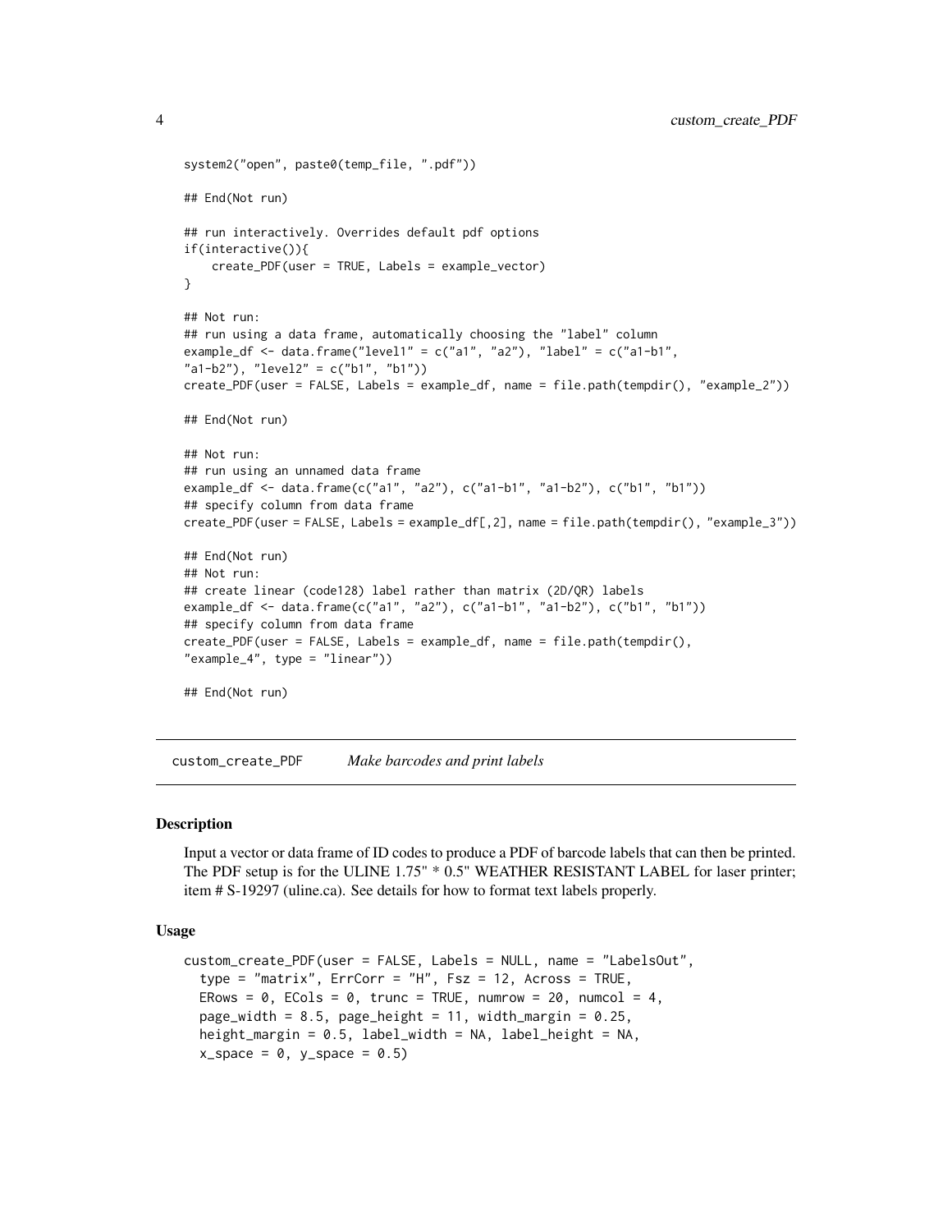```
system2("open", paste0(temp_file, ".pdf"))

## End(Not run)

## run interactively. Overrides default pdf options
if(interactive()){
    create_PDF(user = TRUE, Labels = example_vector)
}

## Not run:
## run using a data frame, automatically choosing the "label" column
example_df <- data.frame("level1" = c("a1", "a2"), "label" = c("a1-b1",
"a1-b2"), "level2" = c("b1", "b1"))
create_PDF(user = FALSE, Labels = example_df, name = file.path(tempdir(), "example_2"))

## End(Not run)

## Not run:
## run using an unnamed data frame
example_df <- data.frame(c("a1", "a2"), c("a1-b1", "a1-b2"), c("b1", "b1"))
## specify column from data frame
create_PDF(user = FALSE, Labels = example_df[,2], name = file.path(tempdir(), "example_3"))

## End(Not run)
## Not run:
## create linear (code128) label rather than matrix (2D/QR) labels
example_df <- data.frame(c("a1", "a2"), c("a1-b1", "a1-b2"), c("b1", "b1"))
## specify column from data frame
create_PDF(user = FALSE, Labels = example_df, name = file.path(tempdir(),
"example_4", type = "linear"))

## End(Not run)
```

## custom_create_PDF *Make barcodes and print labels*

### Description

Input a vector or data frame of ID codes to produce a PDF of barcode labels that can then be printed. The PDF setup is for the ULINE 1.75" * 0.5" WEATHER RESISTANT LABEL for laser printer; item # S-19297 (uline.ca). See details for how to format text labels properly.

### Usage

```
custom_create_PDF(user = FALSE, Labels = NULL, name = "LabelsOut",
  type = "matrix", ErrCorr = "H", Fsz = 12, Across = TRUE,
  ERows = 0, ECols = 0, trunc = TRUE, numrow = 20, numcol = 4,
  page_width = 8.5, page_height = 11, width_margin = 0.25,
  height_margin = 0.5, label_width = NA, label_height = NA,
  x_space = 0, y_space = 0.5)
```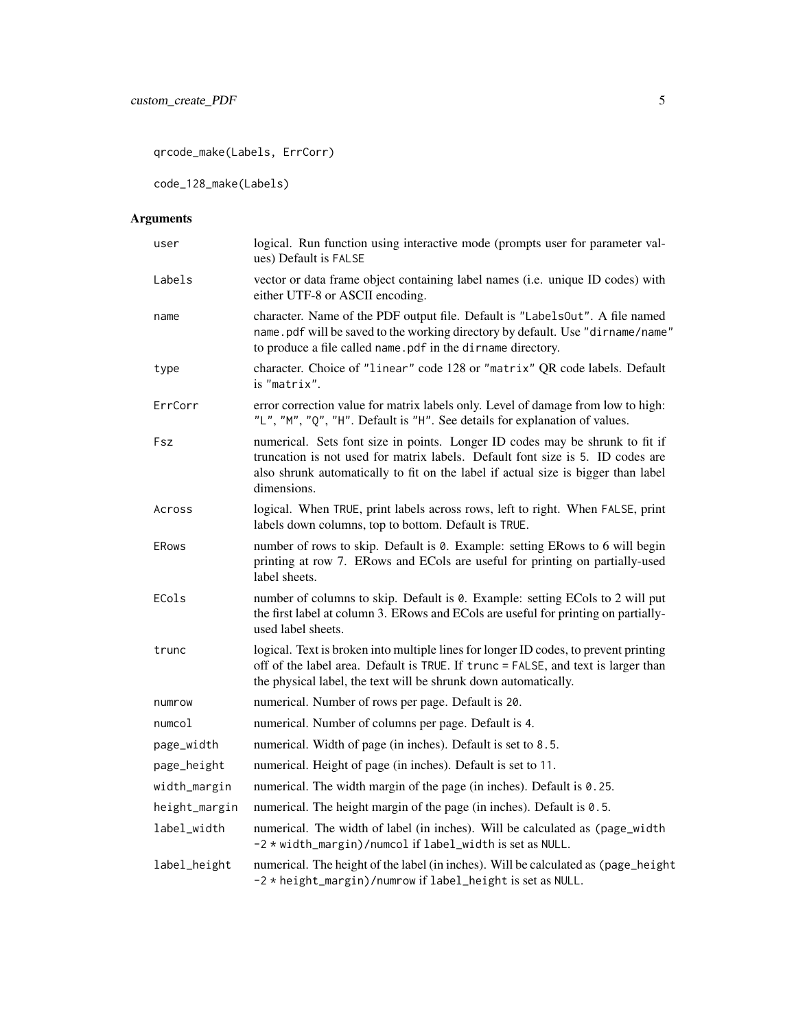```
qrcode_make(Labels, ErrCorr)

code_128_make(Labels)
```

## Arguments

| Argument | Description |
|---|---|
| user | logical. Run function using interactive mode (prompts user for parameter values) Default is `FALSE` |
| Labels | vector or data frame object containing label names (i.e. unique ID codes) with either UTF-8 or ASCII encoding. |
| name | character. Name of the PDF output file. Default is `"LabelsOut"`. A file named `name.pdf` will be saved to the working directory by default. Use `"dirname/name"` to produce a file called `name.pdf` in the `dirname` directory. |
| type | character. Choice of `"linear"` code 128 or `"matrix"` QR code labels. Default is `"matrix"`. |
| ErrCorr | error correction value for matrix labels only. Level of damage from low to high: `"L"`, `"M"`, `"Q"`, `"H"`. Default is `"H"`. See details for explanation of values. |
| Fsz | numerical. Sets font size in points. Longer ID codes may be shrunk to fit if truncation is not used for matrix labels. Default font size is `5`. ID codes are also shrunk automatically to fit on the label if actual size is bigger than label dimensions. |
| Across | logical. When `TRUE`, print labels across rows, left to right. When `FALSE`, print labels down columns, top to bottom. Default is `TRUE`. |
| ERows | number of rows to skip. Default is `0`. Example: setting ERows to 6 will begin printing at row 7. ERows and ECols are useful for printing on partially-used label sheets. |
| ECols | number of columns to skip. Default is `0`. Example: setting ECols to 2 will put the first label at column 3. ERows and ECols are useful for printing on partially-used label sheets. |
| trunc | logical. Text is broken into multiple lines for longer ID codes, to prevent printing off of the label area. Default is `TRUE`. If `trunc = FALSE`, and text is larger than the physical label, the text will be shrunk down automatically. |
| numrow | numerical. Number of rows per page. Default is `20`. |
| numcol | numerical. Number of columns per page. Default is `4`. |
| page_width | numerical. Width of page (in inches). Default is set to `8.5`. |
| page_height | numerical. Height of page (in inches). Default is set to `11`. |
| width_margin | numerical. The width margin of the page (in inches). Default is `0.25`. |
| height_margin | numerical. The height margin of the page (in inches). Default is `0.5`. |
| label_width | numerical. The width of label (in inches). Will be calculated as `(page_width -2 * width_margin)/numcol` if `label_width` is set as `NULL`. |
| label_height | numerical. The height of the label (in inches). Will be calculated as `(page_height -2 * height_margin)/numrow` if `label_height` is set as `NULL`. |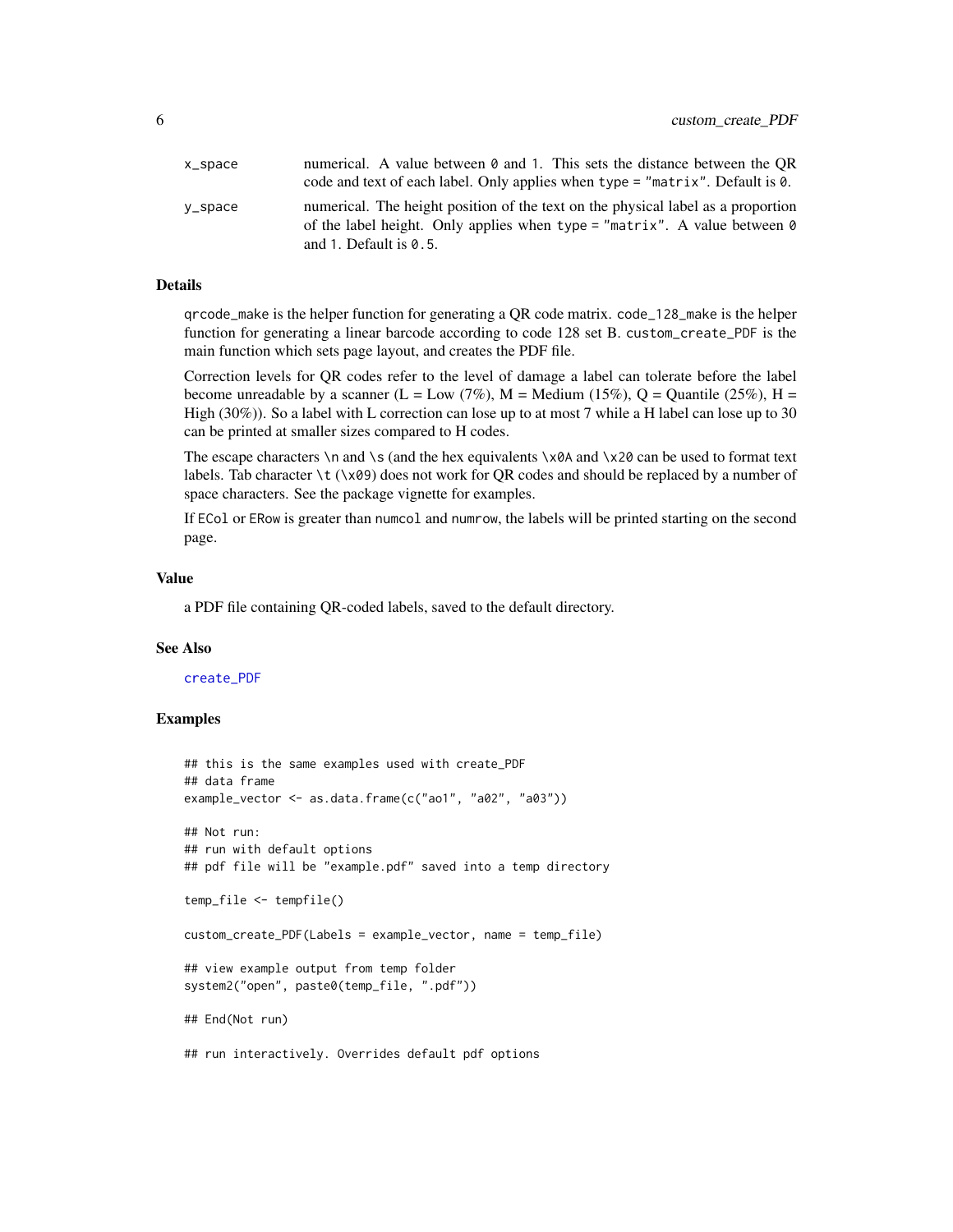| | |
|---|---|
| x_space | numerical. A value between 0 and 1. This sets the distance between the QR code and text of each label. Only applies when type = "matrix". Default is 0. |
| y_space | numerical. The height position of the text on the physical label as a proportion of the label height. Only applies when type = "matrix". A value between 0 and 1. Default is 0.5. |

### Details

qrcode_make is the helper function for generating a QR code matrix. code_128_make is the helper function for generating a linear barcode according to code 128 set B. custom_create_PDF is the main function which sets page layout, and creates the PDF file.

Correction levels for QR codes refer to the level of damage a label can tolerate before the label become unreadable by a scanner (L = Low (7%), M = Medium (15%), Q = Quantile (25%), H = High (30%)). So a label with L correction can lose up to at most 7 while a H label can lose up to 30 can be printed at smaller sizes compared to H codes.

The escape characters \n and \s (and the hex equivalents \x0A and \x20 can be used to format text labels. Tab character \t (\x09) does not work for QR codes and should be replaced by a number of space characters. See the package vignette for examples.

If ECol or ERow is greater than numcol and numrow, the labels will be printed starting on the second page.

### Value

a PDF file containing QR-coded labels, saved to the default directory.

### See Also

create_PDF

### Examples

```
## this is the same examples used with create_PDF
## data frame
example_vector <- as.data.frame(c("ao1", "a02", "a03"))

## Not run:
## run with default options
## pdf file will be "example.pdf" saved into a temp directory

temp_file <- tempfile()

custom_create_PDF(Labels = example_vector, name = temp_file)

## view example output from temp folder
system2("open", paste0(temp_file, ".pdf"))

## End(Not run)

## run interactively. Overrides default pdf options
```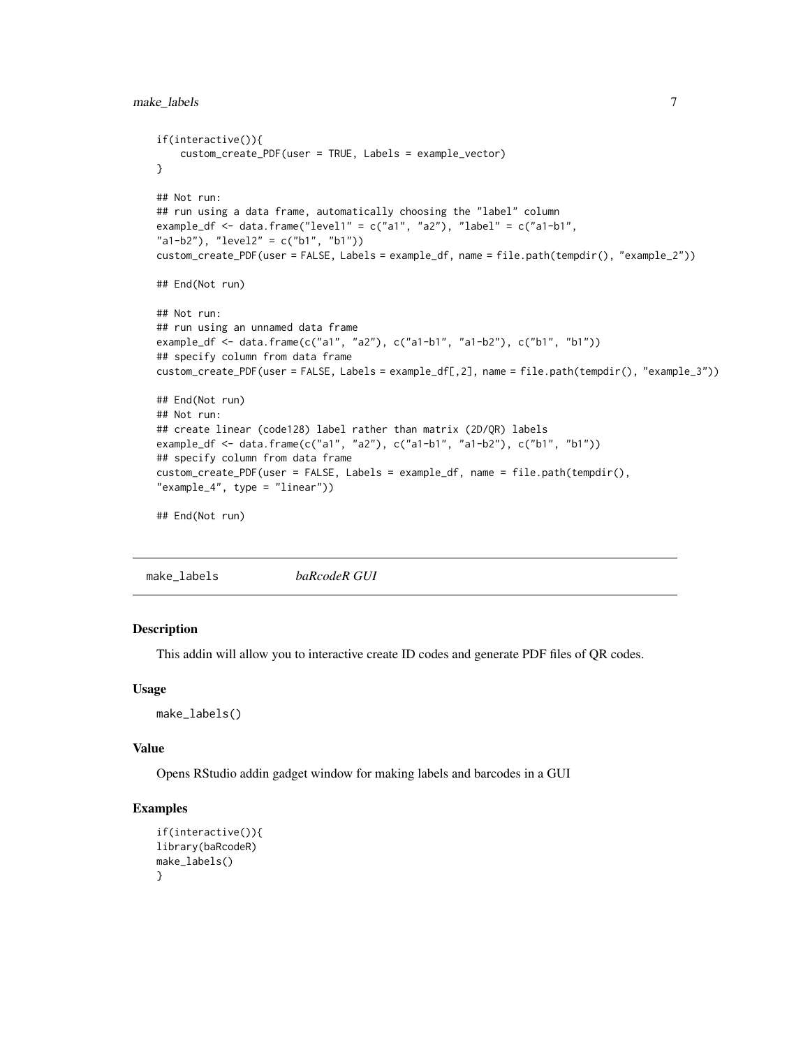```
if(interactive()){
    custom_create_PDF(user = TRUE, Labels = example_vector)
}

## Not run:
## run using a data frame, automatically choosing the "label" column
example_df <- data.frame("level1" = c("a1", "a2"), "label" = c("a1-b1",
"a1-b2"), "level2" = c("b1", "b1"))
custom_create_PDF(user = FALSE, Labels = example_df, name = file.path(tempdir(), "example_2"))

## End(Not run)

## Not run:
## run using an unnamed data frame
example_df <- data.frame(c("a1", "a2"), c("a1-b1", "a1-b2"), c("b1", "b1"))
## specify column from data frame
custom_create_PDF(user = FALSE, Labels = example_df[,2], name = file.path(tempdir(), "example_3"))

## End(Not run)
## Not run:
## create linear (code128) label rather than matrix (2D/QR) labels
example_df <- data.frame(c("a1", "a2"), c("a1-b1", "a1-b2"), c("b1", "b1"))
## specify column from data frame
custom_create_PDF(user = FALSE, Labels = example_df, name = file.path(tempdir(),
"example_4", type = "linear"))

## End(Not run)
```

---

## make_labels    *baRcodeR GUI*

---

### Description

This addin will allow you to interactive create ID codes and generate PDF files of QR codes.

### Usage

```
make_labels()
```

### Value

Opens RStudio addin gadget window for making labels and barcodes in a GUI

### Examples

```
if(interactive()){
library(baRcodeR)
make_labels()
}
```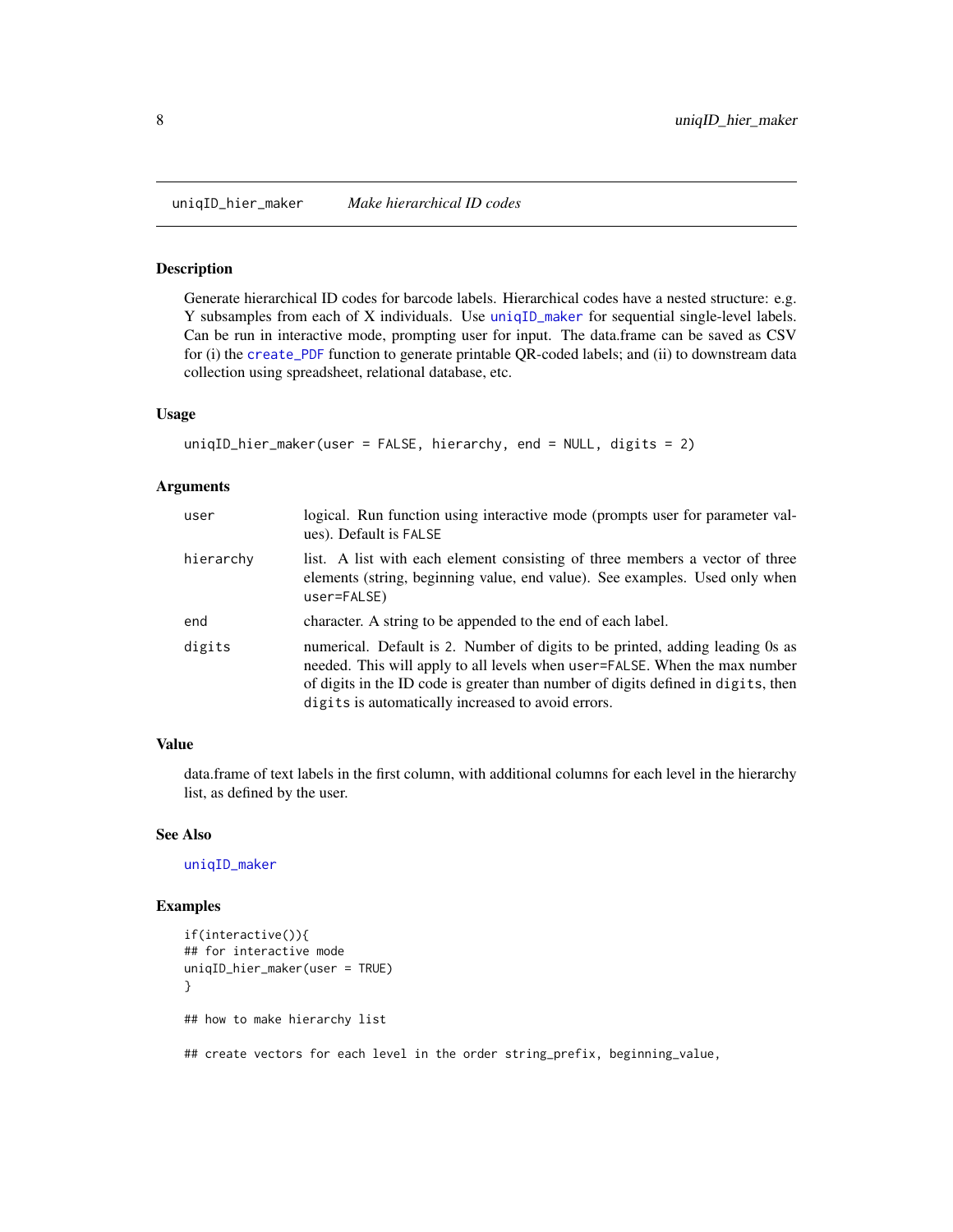`uniqID_hier_maker` *Make hierarchical ID codes*

## Description

Generate hierarchical ID codes for barcode labels. Hierarchical codes have a nested structure: e.g. Y subsamples from each of X individuals. Use `uniqID_maker` for sequential single-level labels. Can be run in interactive mode, prompting user for input. The data.frame can be saved as CSV for (i) the `create_PDF` function to generate printable QR-coded labels; and (ii) to downstream data collection using spreadsheet, relational database, etc.

## Usage

```
uniqID_hier_maker(user = FALSE, hierarchy, end = NULL, digits = 2)
```

## Arguments

| | |
|---|---|
| `user` | logical. Run function using interactive mode (prompts user for parameter values). Default is `FALSE` |
| `hierarchy` | list. A list with each element consisting of three members a vector of three elements (string, beginning value, end value). See examples. Used only when `user=FALSE`) |
| `end` | character. A string to be appended to the end of each label. |
| `digits` | numerical. Default is 2. Number of digits to be printed, adding leading 0s as needed. This will apply to all levels when `user=FALSE`. When the max number of digits in the ID code is greater than number of digits defined in `digits`, then `digits` is automatically increased to avoid errors. |

## Value

data.frame of text labels in the first column, with additional columns for each level in the hierarchy list, as defined by the user.

## See Also

`uniqID_maker`

## Examples

```
if(interactive()){
## for interactive mode
uniqID_hier_maker(user = TRUE)
}

## how to make hierarchy list

## create vectors for each level in the order string_prefix, beginning_value,
```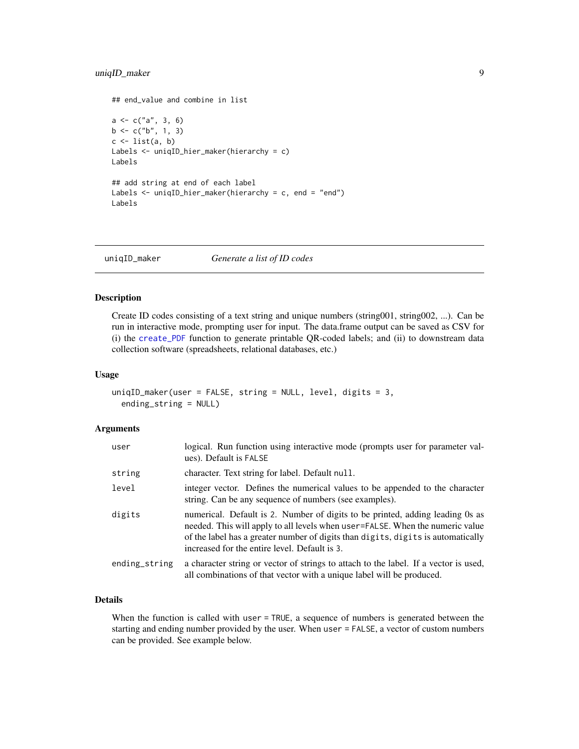```
## end_value and combine in list

a <- c("a", 3, 6)
b <- c("b", 1, 3)
c <- list(a, b)
Labels <- uniqID_hier_maker(hierarchy = c)
Labels

## add string at end of each label
Labels <- uniqID_hier_maker(hierarchy = c, end = "end")
Labels
```

## uniqID_maker — *Generate a list of ID codes*

### Description

Create ID codes consisting of a text string and unique numbers (string001, string002, ...). Can be run in interactive mode, prompting user for input. The data.frame output can be saved as CSV for (i) the `create_PDF` function to generate printable QR-coded labels; and (ii) to downstream data collection software (spreadsheets, relational databases, etc.)

### Usage

```
uniqID_maker(user = FALSE, string = NULL, level, digits = 3,
  ending_string = NULL)
```

### Arguments

| | |
|---|---|
| `user` | logical. Run function using interactive mode (prompts user for parameter values). Default is `FALSE` |
| `string` | character. Text string for label. Default `null`. |
| `level` | integer vector. Defines the numerical values to be appended to the character string. Can be any sequence of numbers (see examples). |
| `digits` | numerical. Default is 2. Number of digits to be printed, adding leading 0s as needed. This will apply to all levels when `user=FALSE`. When the numeric value of the label has a greater number of digits than `digits`, `digits` is automatically increased for the entire level. Default is `3`. |
| `ending_string` | a character string or vector of strings to attach to the label. If a vector is used, all combinations of that vector with a unique label will be produced. |

### Details

When the function is called with `user = TRUE`, a sequence of numbers is generated between the starting and ending number provided by the user. When `user = FALSE`, a vector of custom numbers can be provided. See example below.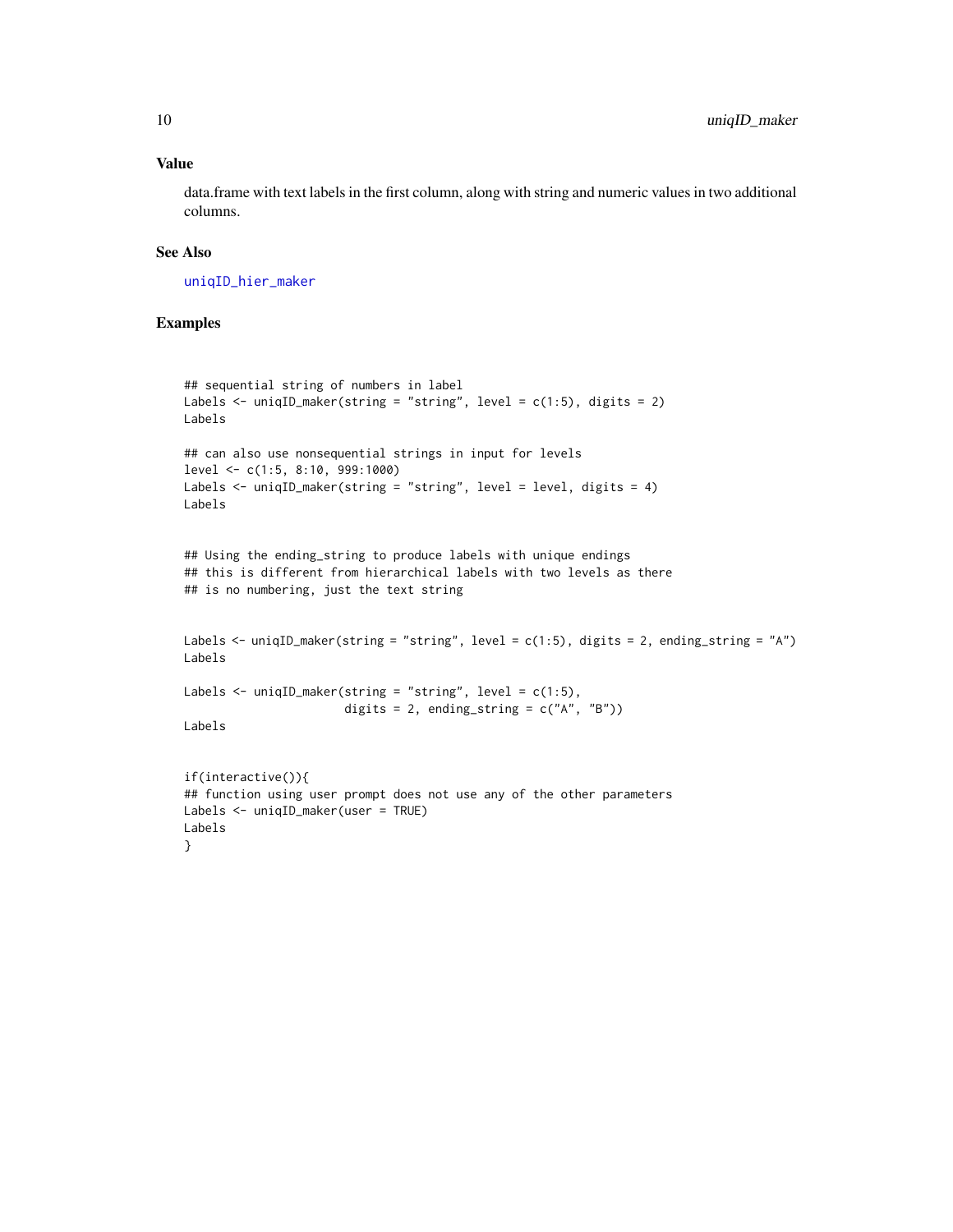### Value

data.frame with text labels in the first column, along with string and numeric values in two additional columns.

### See Also

uniqID_hier_maker

### Examples

```
## sequential string of numbers in label
Labels <- uniqID_maker(string = "string", level = c(1:5), digits = 2)
Labels

## can also use nonsequential strings in input for levels
level <- c(1:5, 8:10, 999:1000)
Labels <- uniqID_maker(string = "string", level = level, digits = 4)
Labels


## Using the ending_string to produce labels with unique endings
## this is different from hierarchical labels with two levels as there
## is no numbering, just the text string


Labels <- uniqID_maker(string = "string", level = c(1:5), digits = 2, ending_string = "A")
Labels

Labels <- uniqID_maker(string = "string", level = c(1:5),
                       digits = 2, ending_string = c("A", "B"))
Labels


if(interactive()){
## function using user prompt does not use any of the other parameters
Labels <- uniqID_maker(user = TRUE)
Labels
}
```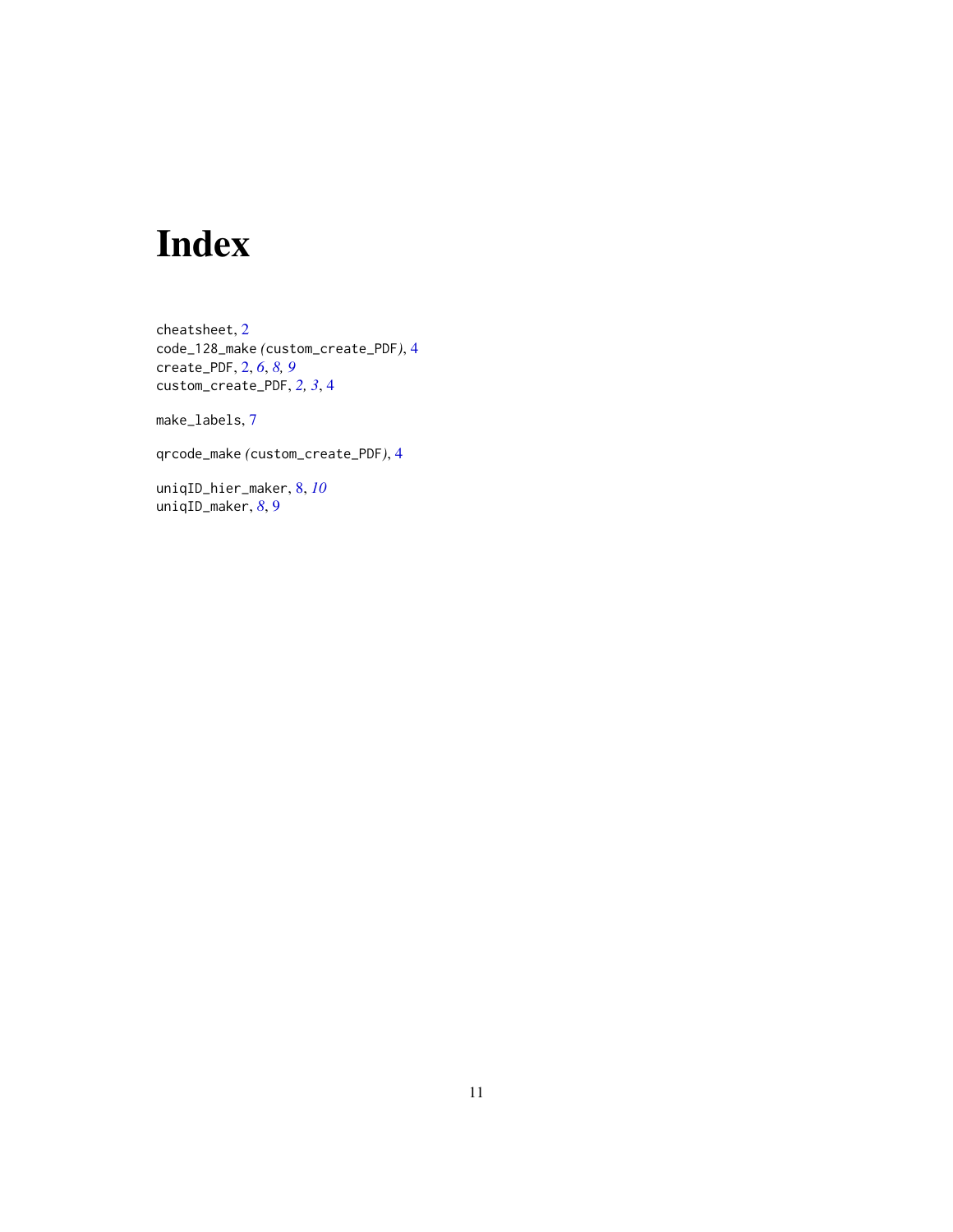# Index

cheatsheet, 2
code_128_make *(*custom_create_PDF*)*, 4
create_PDF, 2, *6*, *8, 9*
custom_create_PDF, *2, 3*, 4

make_labels, 7

qrcode_make *(*custom_create_PDF*)*, 4

uniqID_hier_maker, 8, *10*
uniqID_maker, *8*, 9